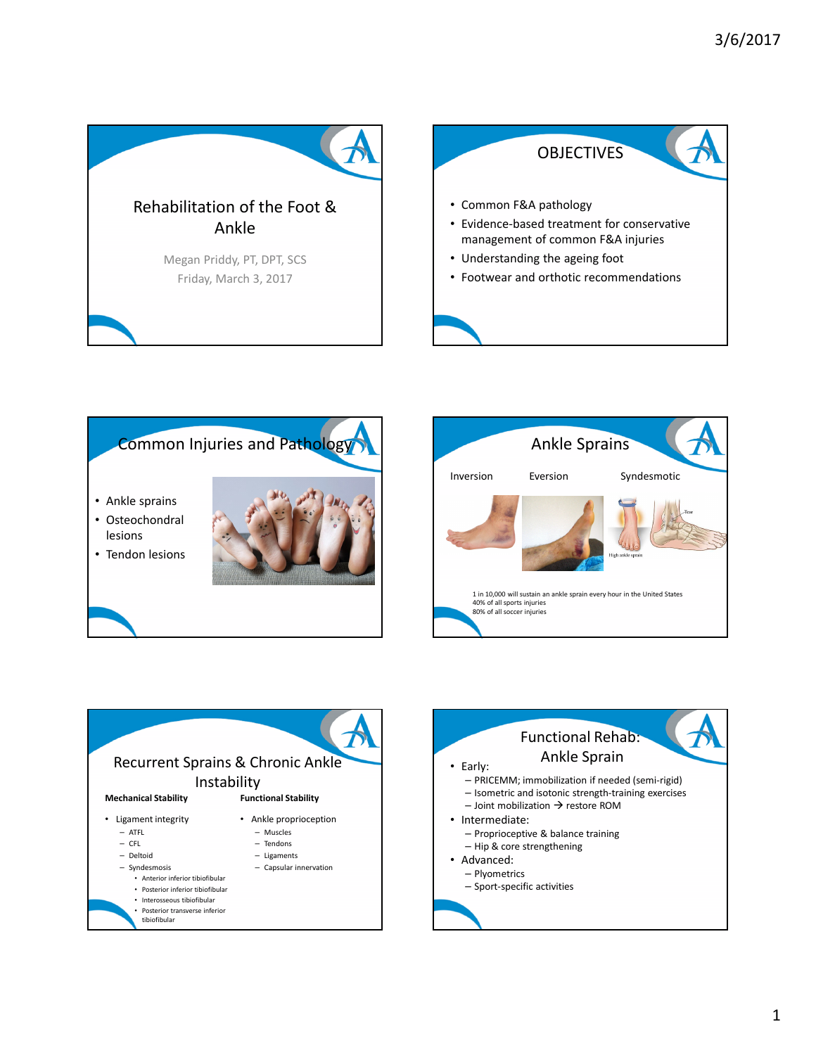# Rehabilitation of the Foot & Ankle

Megan Priddy, PT, DPT, SCS

Friday, March 3, 2017

## OBJECTIVES

- Common F&A pathology
- Evidence-based treatment for conservative management of common F&A injuries
- Understanding the ageing foot
- Footwear and orthotic recommendations

## Common Injuries and Pathology

- Ankle sprains
- Osteochondral lesions
- Tendon lesions

## Ankle Sprains

Inversion    Eversion    Syndesmotic

Tear

High ankle sprain

1 in 10,000 will sustain an ankle sprain every hour in the United States
40% of all sports injuries
80% of all soccer injuries

## Recurrent Sprains & Chronic Ankle Instability

**Mechanical Stability**

- Ligament integrity
  - ATFL
  - CFL
  - Deltoid
  - Syndesmosis
    - Anterior inferior tibiofibular
    - Posterior inferior tibiofibular
    - Interosseous tibiofibular
    - Posterior transverse inferior tibiofibular

**Functional Stability**

- Ankle proprioception
  - Muscles
  - Tendons
  - Ligaments
  - Capsular innervation

## Functional Rehab: Ankle Sprain

- Early:
  - PRICEMM; immobilization if needed (semi-rigid)
  - Isometric and isotonic strength-training exercises
  - Joint mobilization → restore ROM
- Intermediate:
  - Proprioceptive & balance training
  - Hip & core strengthening
- Advanced:
  - Plyometrics
  - Sport-specific activities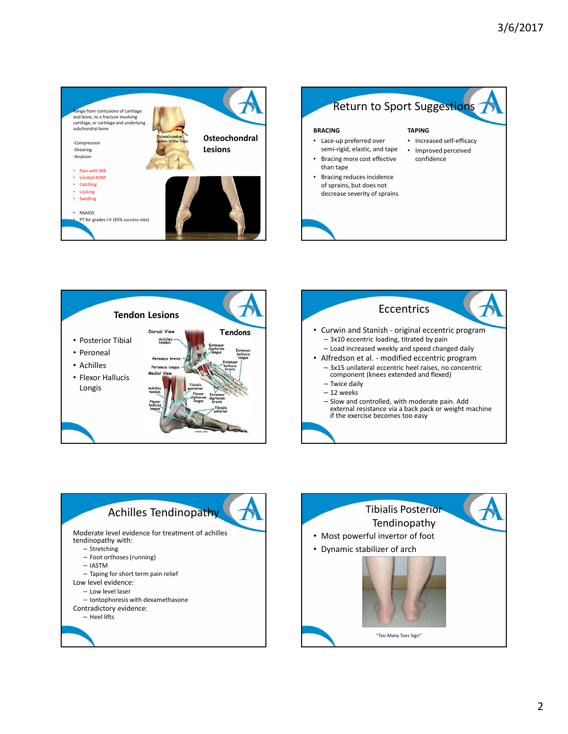## Osteochondral Lesions

Range from contusions of cartilage and bone, to a fracture involving cartilage, or cartilage and underlying subchondral bone

-Compression
-Shearing
-Avulsion

- Pain with WB
- Limited ROM
- Catching
- Locking
- Swelling

- NSAIDS
- PT for grades I-II (45% success rate)

Osteochondral Lesion of the Talus

## Return to Sport Suggestions

**BRACING**

- Lace-up preferred over semi-rigid, elastic, and tape
- Bracing more cost effective than tape
- Bracing reduces incidence of sprains, but does not decrease severity of sprains

**TAPING**

- Increased self-efficacy
- Improved perceived confidence

## Tendon Lesions

- Posterior Tibial
- Peroneal
- Achilles
- Flexor Hallucis Longis

Tendons

Dorsal View: Achilles tendon, Extensor digitorum longus, Extensor hallucis longus, Peroneus brevis, Peroneus longus, Extensor hallucis brevis

Medial View: Achilles tendon, Tibialis posterior, Flexor digitorum longus, Extensor digitorum brevis, Flexor hallucis longus, Tibialis anterior

## Eccentrics

- Curwin and Stanish - original eccentric program
  - 3x10 eccentric loading, titrated by pain
  - Load increased weekly and speed changed daily
- Alfredson et al. - modified eccentric program
  - 3x15 unilateral eccentric heel raises, no concentric component (knees extended and flexed)
  - Twice daily
  - 12 weeks
  - Slow and controlled, with moderate pain. Add external resistance via a back pack or weight machine if the exercise becomes too easy

## Achilles Tendinopathy

Moderate level evidence for treatment of achilles tendinopathy with:

- Stretching
- Foot orthoses (running)
- IASTM
- Taping for short term pain relief

Low level evidence:

- Low level laser
- Iontophoresis with dexamethasone

Contradictory evidence:

- Heel lifts

## Tibialis Posterior Tendinopathy

- Most powerful invertor of foot
- Dynamic stabilizer of arch

"Too Many Toes Sign"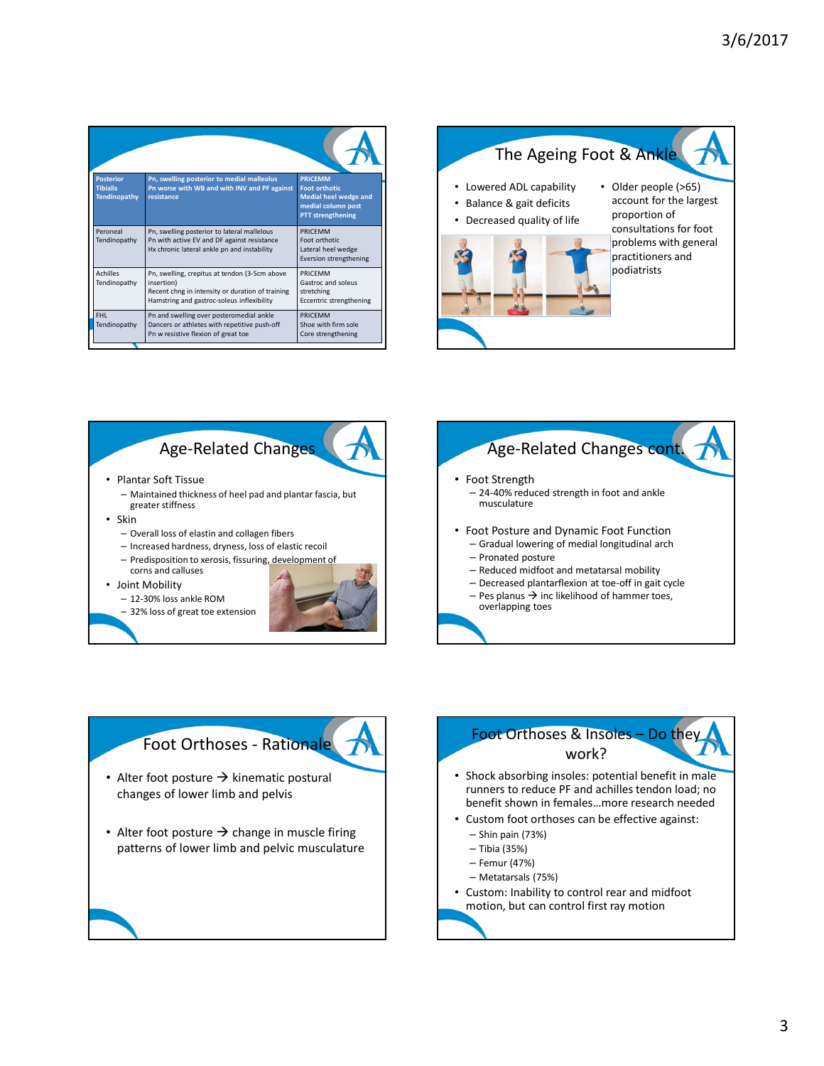| Posterior Tibialis Tendinopathy | Pn, swelling posterior to medial malleolus<br>Pn worse with WB and with INV and PF against resistance | PRICEMM<br>Foot orthotic<br>Medial heel wedge and medial column post<br>PTT strengthening |
|---|---|---|
| Peroneal Tendinopathy | Pn, swelling posterior to lateral malleolus<br>Pn with active EV and DF against resistance<br>Hx chronic lateral ankle pn and instability | PRICEMM<br>Foot orthotic<br>Lateral heel wedge<br>Eversion strengthening |
| Achilles Tendinopathy | Pn, swelling, crepitus at tendon (3-5cm above insertion)<br>Recent chng in intensity or duration of training<br>Hamstring and gastroc-soleus inflexibility | PRICEMM<br>Gastroc and soleus stretching<br>Eccentric strengthening |
| FHL Tendinopathy | Pn and swelling over posteromedial ankle<br>Dancers or athletes with repetitive push-off<br>Pn w resistive flexion of great toe | PRICEMM<br>Shoe with firm sole<br>Core strengthening |

## The Ageing Foot & Ankle

- Lowered ADL capability
- Balance & gait deficits
- Decreased quality of life

- Older people (>65) account for the largest proportion of consultations for foot problems with general practitioners and podiatrists

## Age-Related Changes

- Plantar Soft Tissue
  - Maintained thickness of heel pad and plantar fascia, but greater stiffness
- Skin
  - Overall loss of elastin and collagen fibers
  - Increased hardness, dryness, loss of elastic recoil
  - Predisposition to xerosis, fissuring, development of corns and calluses
- Joint Mobility
  - 12-30% loss ankle ROM
  - 32% loss of great toe extension

## Age-Related Changes cont.

- Foot Strength
  - 24-40% reduced strength in foot and ankle musculature
- Foot Posture and Dynamic Foot Function
  - Gradual lowering of medial longitudinal arch
  - Pronated posture
  - Reduced midfoot and metatarsal mobility
  - Decreased plantarflexion at toe-off in gait cycle
  - Pes planus → inc likelihood of hammer toes, overlapping toes

## Foot Orthoses - Rationale

- Alter foot posture → kinematic postural changes of lower limb and pelvis
- Alter foot posture → change in muscle firing patterns of lower limb and pelvic musculature

## Foot Orthoses & Insoles – Do they work?

- Shock absorbing insoles: potential benefit in male runners to reduce PF and achilles tendon load; no benefit shown in females…more research needed
- Custom foot orthoses can be effective against:
  - Shin pain (73%)
  - Tibia (35%)
  - Femur (47%)
  - Metatarsals (75%)
- Custom: Inability to control rear and midfoot motion, but can control first ray motion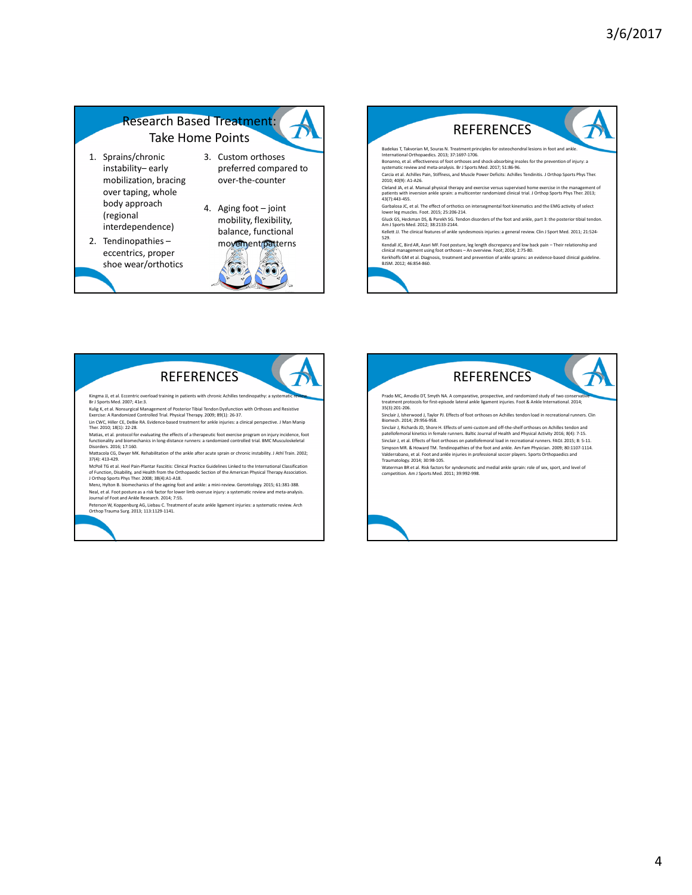## Research Based Treatment: Take Home Points

1. Sprains/chronic instability– early mobilization, bracing over taping, whole body approach (regional interdependence)
2. Tendinopathies – eccentrics, proper shoe wear/orthotics
3. Custom orthoses preferred compared to over-the-counter
4. Aging foot – joint mobility, flexibility, balance, functional movement patterns

## REFERENCES

Badekas T, Takvorian M, Souras N. Treatment principles for osteochondral lesions in foot and ankle. International Orthopaedics. 2013; 37:1697-1706.

Bonanno, et al. effectiveness of foot orthoses and shock-absorbing insoles for the prevention of injury: a systematic review and meta-analysis. Br J Sports Med. 2017; 51:86-96.

Carcia et al. Achilles Pain, Stiffness, and Muscle Power Deficits: Achilles Tendinitis. J Orthop Sports Phys Ther. 2010; 40(9): A1-A26.

Cleland JA, et al. Manual physical therapy and exercise versus supervised home exercise in the management of patients with inversion ankle sprain: a multicenter randomized clinical trial. J Orthop Sports Phys Ther. 2013; 43(7):443-455.

Garbalosa JC, et al. The effect of orthotics on intersegmental foot kinematics and the EMG activity of select lower leg muscles. Foot. 2015; 25:206-214.

Gluck GS, Heckman DS, & Parekh SG. Tendon disorders of the foot and ankle, part 3: the posterior tibial tendon. Am J Sports Med. 2012; 38:2133-2144.

Kellett JJ. The clinical features of ankle syndesmosis injuries: a general review. Clin J Sport Med. 2011; 21:524-529.

Kendall JC, Bird AR, Azari MF. Foot posture, leg length discrepancy and low back pain – Their relationship and clinical management using foot orthoses – An overview. Foot; 2014; 2:75-80.

Kerkhoffs GM et al. Diagnosis, treatment and prevention of ankle sprains: an evidence-based clinical guideline. BJSM. 2012; 46:854-860.

## REFERENCES

Kingma JJ, et al. Eccentric overload training in patients with chronic Achilles tendinopathy: a systematic review. Br J Sports Med. 2007; 41e:3.

Kulig K, et al. Nonsurgical Management of Posterior Tibial Tendon Dysfunction with Orthoses and Resistive Exercise: A Randomized Controlled Trial. Physical Therapy. 2009; 89(1): 26-37.

Lin CWC, Hiller CE, DeBie RA. Evidence-based treatment for ankle injuries: a clinical perspective. J Man Manip Ther. 2010; 18(1): 22-28.

Matias, et al. protocol for evaluating the effects of a therapeutic foot exercise program on injury incidence, foot functionality and biomechanics in long-distance runners: a randomized controlled trial. BMC Musculoskeletal Disorders. 2016; 17:160.

Mattacola CG, Dwyer MK. Rehabilitation of the ankle after acute sprain or chronic instability. J Athl Train. 2002; 37(4): 413-429.

McPoil TG et al. Heel Pain-Plantar Fasciitis: Clinical Practice Guidelines Linked to the International Classification of Function, Disability, and Health from the Orthopaedic Section of the American Physical Therapy Association. J Orthop Sports Phys Ther. 2008; 38(4):A1-A18.

Menz, Hylton B. biomechanics of the ageing foot and ankle: a mini-review. Gerontology. 2015; 61:381-388.

Neal, et al. Foot posture as a risk factor for lower limb overuse injury: a systematic review and meta-analysis. Journal of Foot and Ankle Research. 2014; 7:55.

Peterson W, Koppenburg AG, Liebau C. Treatment of acute ankle ligament injuries: a systematic review. Arch Orthop Trauma Surg. 2013; 113:1129-1141.

## REFERENCES

Prado MC, Amodio DT, Smyth NA. A comparative, prospective, and randomized study of two conservative treatment protocols for first-episode lateral ankle ligament injuries. Foot & Ankle International. 2014; 35(3):201-206.

Sinclair J, Isherwood J, Taylor PJ. Effects of foot orthoses on Achilles tendon load in recreational runners. Clin Biomech. 2014; 29:956-958.

Sinclair J, Richards JD, Shore H. Effects of semi-custom and off-the-shelf orthoses on Achilles tendon and patellofemoral kinetics in female runners. Baltic Journal of Health and Physical Activity 2016; 8(4): 7-15.

Sinclair J, et al. Effects of foot orthoses on patellofemoral load in recreational runners. FAOJ. 2015; 8: 5-11.

Simpson MR. & Howard TM. Tendinopathies of the foot and ankle. Am Fam Physician. 2009; 80:1107-1114.

Valderrabano, et al. Foot and ankle injuries in professional soccer players. Sports Orthopaedics and Traumatology. 2014; 30:98-105.

Waterman BR et al. Risk factors for syndesmotic and medial ankle sprain: role of sex, sport, and level of competition. Am J Sports Med. 2011; 39:992-998.